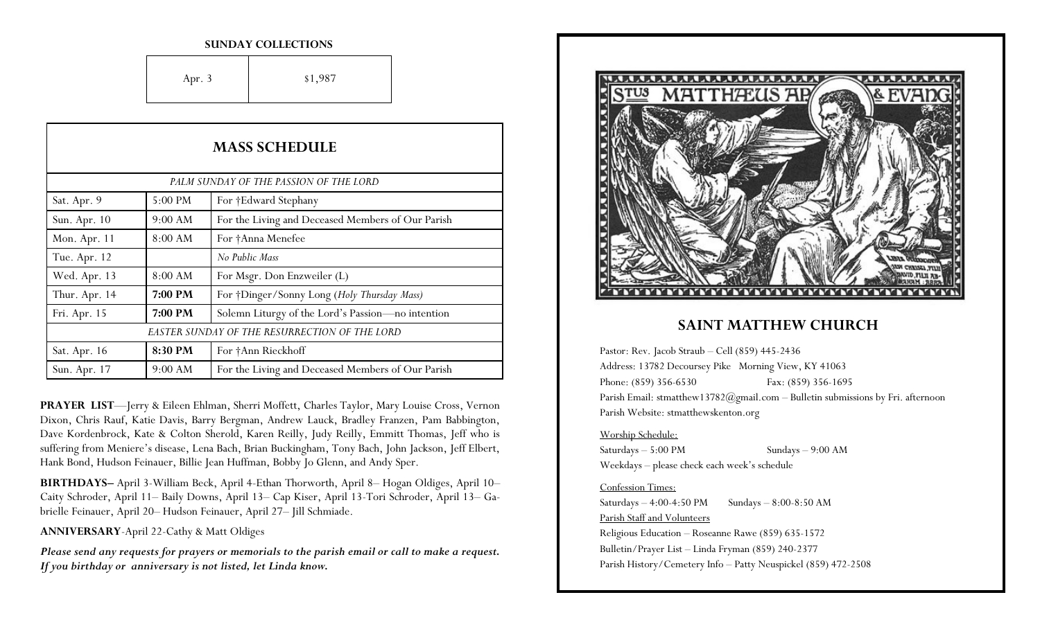**SUNDAY COLLECTIONS**

| Apr. 3 | $1,987 |
|---|---|

## MASS SCHEDULE

| | | |
|---|---|---|
| *PALM SUNDAY OF THE PASSION OF THE LORD* | | |
| Sat. Apr. 9 | 5:00 PM | For †Edward Stephany |
| Sun. Apr. 10 | 9:00 AM | For the Living and Deceased Members of Our Parish |
| Mon. Apr. 11 | 8:00 AM | For †Anna Menefee |
| Tue. Apr. 12 | | *No Public Mass* |
| Wed. Apr. 13 | 8:00 AM | For Msgr. Don Enzweiler (L) |
| Thur. Apr. 14 | **7:00 PM** | For †Dinger/Sonny Long (*Holy Thursday Mass*) |
| Fri. Apr. 15 | **7:00 PM** | Solemn Liturgy of the Lord's Passion—no intention |
| *EASTER SUNDAY OF THE RESURRECTION OF THE LORD* | | |
| Sat. Apr. 16 | **8:30 PM** | For †Ann Rieckhoff |
| Sun. Apr. 17 | 9:00 AM | For the Living and Deceased Members of Our Parish |

**PRAYER LIST**—Jerry & Eileen Ehlman, Sherri Moffett, Charles Taylor, Mary Louise Cross, Vernon Dixon, Chris Rauf, Katie Davis, Barry Bergman, Andrew Lauck, Bradley Franzen, Pam Babbington, Dave Kordenbrock, Kate & Colton Sherold, Karen Reilly, Judy Reilly, Emmitt Thomas, Jeff who is suffering from Meniere's disease, Lena Bach, Brian Buckingham, Tony Bach, John Jackson, Jeff Elbert, Hank Bond, Hudson Feinauer, Billie Jean Huffman, Bobby Jo Glenn, and Andy Sper.

**BIRTHDAYS–** April 3-William Beck, April 4-Ethan Thorworth, April 8– Hogan Oldiges, April 10– Caity Schroder, April 11– Baily Downs, April 13– Cap Kiser, April 13-Tori Schroder, April 13– Gabrielle Feinauer, April 20– Hudson Feinauer, April 27– Jill Schmiade.

**ANNIVERSARY**-April 22-Cathy & Matt Oldiges

***Please send any requests for prayers or memorials to the parish email or call to make a request. If you birthday or anniversary is not listed, let Linda know.***

## SAINT MATTHEW CHURCH

Pastor: Rev. Jacob Straub – Cell (859) 445-2436
Address: 13782 Decoursey Pike Morning View, KY 41063
Phone: (859) 356-6530 Fax: (859) 356-1695
Parish Email: stmatthew13782@gmail.com – Bulletin submissions by Fri. afternoon
Parish Website: stmatthewskenton.org

Worship Schedule:
Saturdays – 5:00 PM Sundays – 9:00 AM
Weekdays – please check each week's schedule

Confession Times:
Saturdays – 4:00-4:50 PM Sundays – 8:00-8:50 AM

Parish Staff and Volunteers
Religious Education – Roseanne Rawe (859) 635-1572
Bulletin/Prayer List – Linda Fryman (859) 240-2377
Parish History/Cemetery Info – Patty Neuspickel (859) 472-2508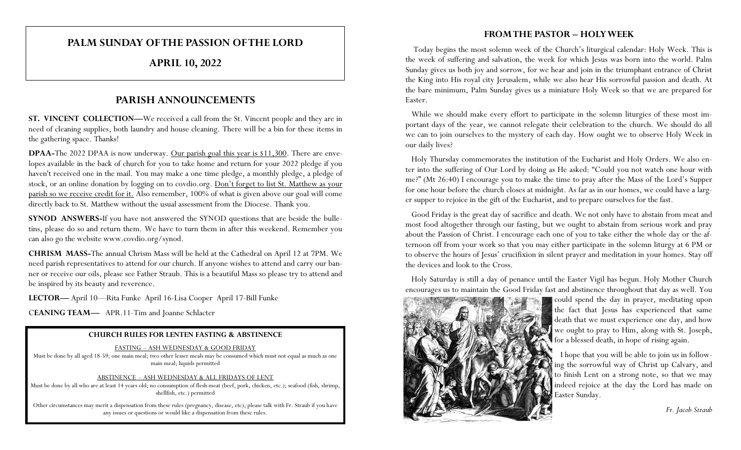# PALM SUNDAY OF THE PASSION OF THE LORD

## APRIL 10, 2022

## PARISH ANNOUNCEMENTS

**ST. VINCENT COLLECTION—**We received a call from the St. Vincent people and they are in need of cleaning supplies, both laundry and house cleaning. There will be a bin for these items in the gathering space. Thanks!

**DPAA-**The 2022 DPAA is now underway. Our parish goal this year is $11,300. There are envelopes available in the back of church for you to take home and return for your 2022 pledge if you haven't received one in the mail. You may make a one time pledge, a monthly pledge, a pledge of stock, or an online donation by logging on to covdio.org. Don't forget to list St. Matthew as your parish so we receive credit for it. Also remember, 100% of what is given above our goal will come directly back to St. Matthew without the usual assessment from the Diocese. Thank you.

**SYNOD ANSWERS-**If you have not answered the SYNOD questions that are beside the bulletins, please do so and return them. We have to turn them in after this weekend. Remember you can also go the website www.covdio.org/synod.

**CHRISM MASS-**The annual Chrism Mass will be held at the Cathedral on April 12 at 7PM. We need parish representatives to attend for our church. If anyone wishes to attend and carry our banner or receive our oils, please see Father Straub. This is a beautiful Mass so please try to attend and be inspired by its beauty and reverence.

**LECTOR—** April 10—Rita Funke April 16-Lisa Cooper April 17-Bill Funke

C**EANING TEAM—** APR.11-Tim and Joanne Schlacter

### CHURCH RULES FOR LENTEN FASTING & ABSTINENCE

FASTING – ASH WEDNESDAY & GOOD FRIDAY

Must be done by all aged 18-59; one main meal; two other lesser meals may be consumed which must not equal as much as one main meal; liquids permitted

ABSTINENCE – ASH WEDNESDAY & ALL FRIDAYS OF LENT

Must be done by all who are at least 14 years old; no consumption of flesh meat (beef, pork, chicken, etc.); seafood (fish, shrimp, shellfish, etc.) permitted

Other circumstances may merit a dispensation from these rules (pregnancy, disease, etc); please talk with Fr. Straub if you have any issues or questions or would like a dispensation from these rules.

## FROM THE PASTOR – HOLY WEEK

Today begins the most solemn week of the Church's liturgical calendar: Holy Week. This is the week of suffering and salvation, the week for which Jesus was born into the world. Palm Sunday gives us both joy and sorrow, for we hear and join in the triumphant entrance of Christ the King into His royal city Jerusalem, while we also hear His sorrowful passion and death. At the bare minimum, Palm Sunday gives us a miniature Holy Week so that we are prepared for Easter.

While we should make every effort to participate in the solemn liturgies of these most important days of the year, we cannot relegate their celebration to the church. We should do all we can to join ourselves to the mystery of each day. How ought we to observe Holy Week in our daily lives?

Holy Thursday commemorates the institution of the Eucharist and Holy Orders. We also enter into the suffering of Our Lord by doing as He asked: "Could you not watch one hour with me?" (Mt 26:40) I encourage you to make the time to pray after the Mass of the Lord's Supper for one hour before the church closes at midnight. As far as in our homes, we could have a larger supper to rejoice in the gift of the Eucharist, and to prepare ourselves for the fast.

Good Friday is the great day of sacrifice and death. We not only have to abstain from meat and most food altogether through our fasting, but we ought to abstain from serious work and pray about the Passion of Christ. I encourage each one of you to take either the whole day or the afternoon off from your work so that you may either participate in the solemn liturgy at 6 PM or to observe the hours of Jesus' crucifixion in silent prayer and meditation in your homes. Stay off the devices and look to the Cross.

Holy Saturday is still a day of penance until the Easter Vigil has begun. Holy Mother Church encourages us to maintain the Good Friday fast and abstinence throughout that day as well. You could spend the day in prayer, meditating upon the fact that Jesus has experienced that same death that we must experience one day, and how we ought to pray to Him, along with St. Joseph, for a blessed death, in hope of rising again.

I hope that you will be able to join us in following the sorrowful way of Christ up Calvary, and to finish Lent on a strong note, so that we may indeed rejoice at the day the Lord has made on Easter Sunday.

*Fr. Jacob Straub*